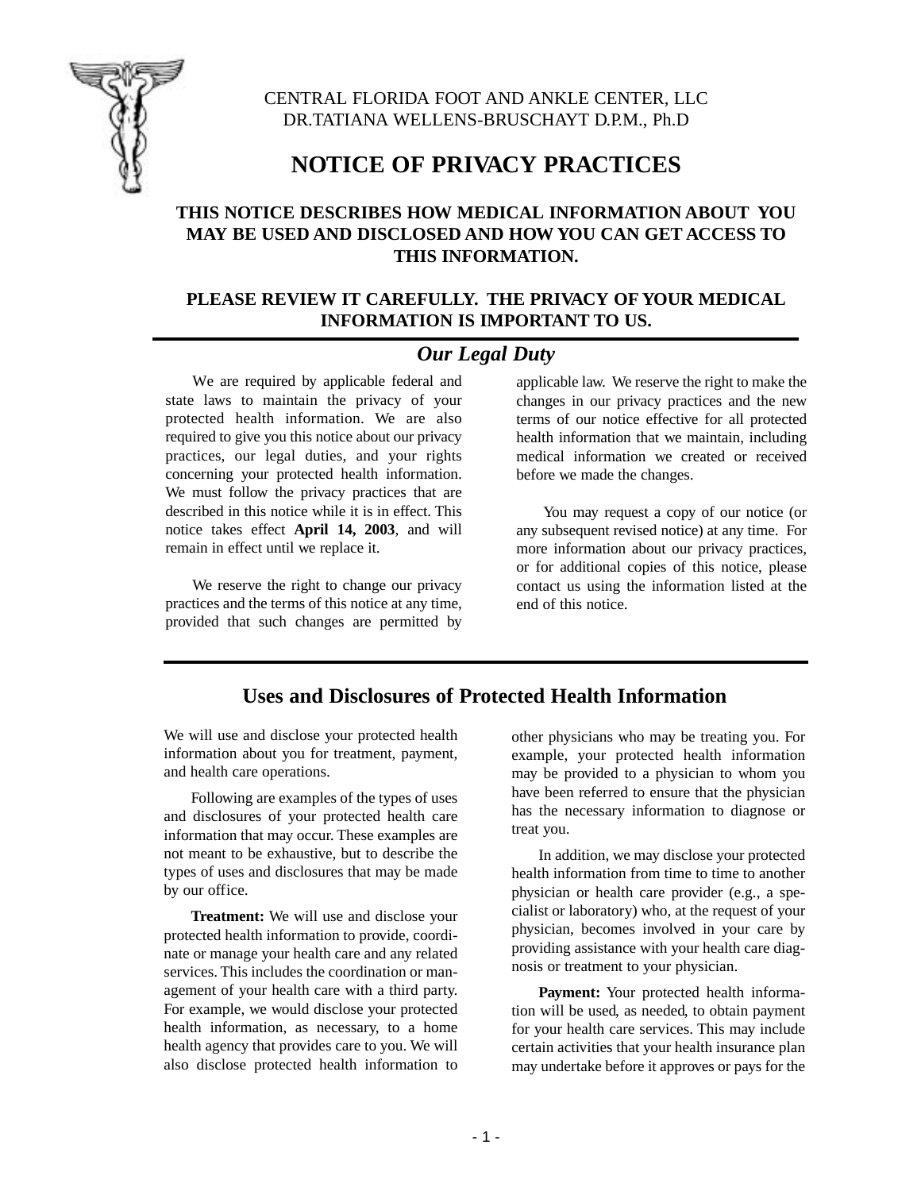CENTRAL FLORIDA FOOT AND ANKLE CENTER, LLC
DR.TATIANA WELLENS-BRUSCHAYT D.P.M., Ph.D

# NOTICE OF PRIVACY PRACTICES

**THIS NOTICE DESCRIBES HOW MEDICAL INFORMATION ABOUT YOU MAY BE USED AND DISCLOSED AND HOW YOU CAN GET ACCESS TO THIS INFORMATION.**

**PLEASE REVIEW IT CAREFULLY. THE PRIVACY OF YOUR MEDICAL INFORMATION IS IMPORTANT TO US.**

## *Our Legal Duty*

We are required by applicable federal and state laws to maintain the privacy of your protected health information. We are also required to give you this notice about our privacy practices, our legal duties, and your rights concerning your protected health information. We must follow the privacy practices that are described in this notice while it is in effect. This notice takes effect **April 14, 2003**, and will remain in effect until we replace it.

We reserve the right to change our privacy practices and the terms of this notice at any time, provided that such changes are permitted by applicable law. We reserve the right to make the changes in our privacy practices and the new terms of our notice effective for all protected health information that we maintain, including medical information we created or received before we made the changes.

You may request a copy of our notice (or any subsequent revised notice) at any time. For more information about our privacy practices, or for additional copies of this notice, please contact us using the information listed at the end of this notice.

## Uses and Disclosures of Protected Health Information

We will use and disclose your protected health information about you for treatment, payment, and health care operations.

Following are examples of the types of uses and disclosures of your protected health care information that may occur. These examples are not meant to be exhaustive, but to describe the types of uses and disclosures that may be made by our office.

**Treatment:** We will use and disclose your protected health information to provide, coordinate or manage your health care and any related services. This includes the coordination or management of your health care with a third party. For example, we would disclose your protected health information, as necessary, to a home health agency that provides care to you. We will also disclose protected health information to other physicians who may be treating you. For example, your protected health information may be provided to a physician to whom you have been referred to ensure that the physician has the necessary information to diagnose or treat you.

In addition, we may disclose your protected health information from time to time to another physician or health care provider (e.g., a specialist or laboratory) who, at the request of your physician, becomes involved in your care by providing assistance with your health care diagnosis or treatment to your physician.

**Payment:** Your protected health information will be used, as needed, to obtain payment for your health care services. This may include certain activities that your health insurance plan may undertake before it approves or pays for the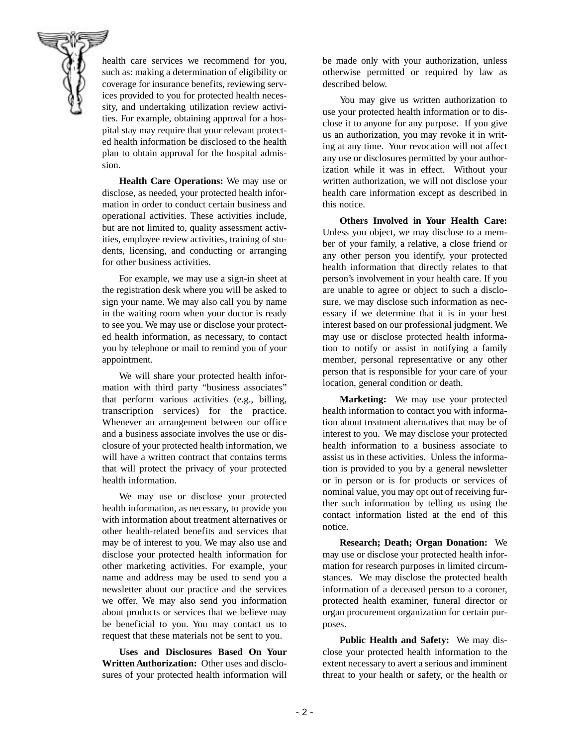health care services we recommend for you, such as: making a determination of eligibility or coverage for insurance benefits, reviewing services provided to you for protected health necessity, and undertaking utilization review activities. For example, obtaining approval for a hospital stay may require that your relevant protected health information be disclosed to the health plan to obtain approval for the hospital admission.

**Health Care Operations:** We may use or disclose, as needed, your protected health information in order to conduct certain business and operational activities. These activities include, but are not limited to, quality assessment activities, employee review activities, training of students, licensing, and conducting or arranging for other business activities.

For example, we may use a sign-in sheet at the registration desk where you will be asked to sign your name. We may also call you by name in the waiting room when your doctor is ready to see you. We may use or disclose your protected health information, as necessary, to contact you by telephone or mail to remind you of your appointment.

We will share your protected health information with third party "business associates" that perform various activities (e.g., billing, transcription services) for the practice. Whenever an arrangement between our office and a business associate involves the use or disclosure of your protected health information, we will have a written contract that contains terms that will protect the privacy of your protected health information.

We may use or disclose your protected health information, as necessary, to provide you with information about treatment alternatives or other health-related benefits and services that may be of interest to you. We may also use and disclose your protected health information for other marketing activities. For example, your name and address may be used to send you a newsletter about our practice and the services we offer. We may also send you information about products or services that we believe may be beneficial to you. You may contact us to request that these materials not be sent to you.

**Uses and Disclosures Based On Your Written Authorization:** Other uses and disclosures of your protected health information will be made only with your authorization, unless otherwise permitted or required by law as described below.

You may give us written authorization to use your protected health information or to disclose it to anyone for any purpose. If you give us an authorization, you may revoke it in writing at any time. Your revocation will not affect any use or disclosures permitted by your authorization while it was in effect. Without your written authorization, we will not disclose your health care information except as described in this notice.

**Others Involved in Your Health Care:** Unless you object, we may disclose to a member of your family, a relative, a close friend or any other person you identify, your protected health information that directly relates to that person's involvement in your health care. If you are unable to agree or object to such a disclosure, we may disclose such information as necessary if we determine that it is in your best interest based on our professional judgment. We may use or disclose protected health information to notify or assist in notifying a family member, personal representative or any other person that is responsible for your care of your location, general condition or death.

**Marketing:** We may use your protected health information to contact you with information about treatment alternatives that may be of interest to you. We may disclose your protected health information to a business associate to assist us in these activities. Unless the information is provided to you by a general newsletter or in person or is for products or services of nominal value, you may opt out of receiving further such information by telling us using the contact information listed at the end of this notice.

**Research; Death; Organ Donation:** We may use or disclose your protected health information for research purposes in limited circumstances. We may disclose the protected health information of a deceased person to a coroner, protected health examiner, funeral director or organ procurement organization for certain purposes.

**Public Health and Safety:** We may disclose your protected health information to the extent necessary to avert a serious and imminent threat to your health or safety, or the health or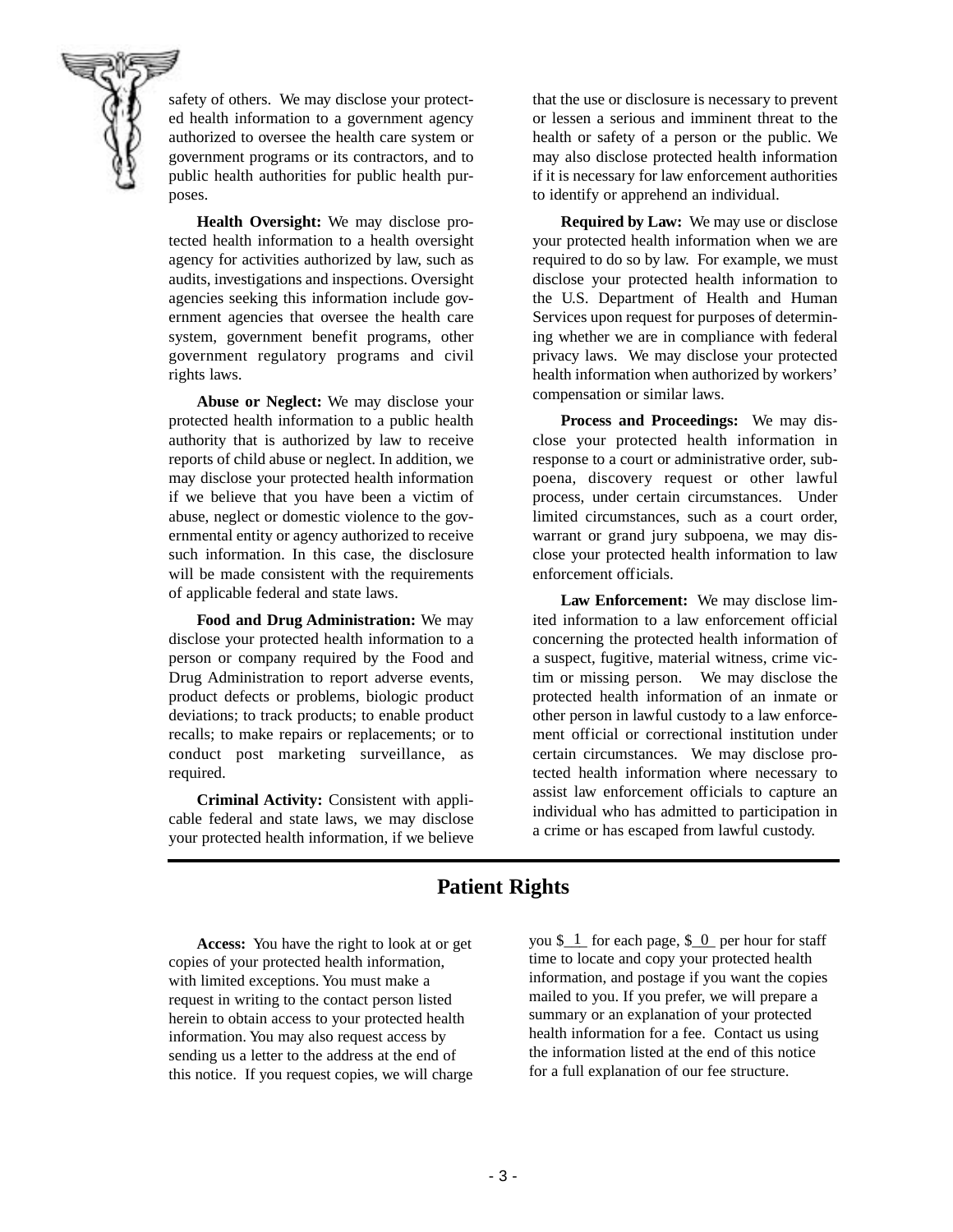safety of others. We may disclose your protected health information to a government agency authorized to oversee the health care system or government programs or its contractors, and to public health authorities for public health purposes.

**Health Oversight:** We may disclose protected health information to a health oversight agency for activities authorized by law, such as audits, investigations and inspections. Oversight agencies seeking this information include government agencies that oversee the health care system, government benefit programs, other government regulatory programs and civil rights laws.

**Abuse or Neglect:** We may disclose your protected health information to a public health authority that is authorized by law to receive reports of child abuse or neglect. In addition, we may disclose your protected health information if we believe that you have been a victim of abuse, neglect or domestic violence to the governmental entity or agency authorized to receive such information. In this case, the disclosure will be made consistent with the requirements of applicable federal and state laws.

**Food and Drug Administration:** We may disclose your protected health information to a person or company required by the Food and Drug Administration to report adverse events, product defects or problems, biologic product deviations; to track products; to enable product recalls; to make repairs or replacements; or to conduct post marketing surveillance, as required.

**Criminal Activity:** Consistent with applicable federal and state laws, we may disclose your protected health information, if we believe that the use or disclosure is necessary to prevent or lessen a serious and imminent threat to the health or safety of a person or the public. We may also disclose protected health information if it is necessary for law enforcement authorities to identify or apprehend an individual.

**Required by Law:** We may use or disclose your protected health information when we are required to do so by law. For example, we must disclose your protected health information to the U.S. Department of Health and Human Services upon request for purposes of determining whether we are in compliance with federal privacy laws. We may disclose your protected health information when authorized by workers' compensation or similar laws.

**Process and Proceedings:** We may disclose your protected health information in response to a court or administrative order, subpoena, discovery request or other lawful process, under certain circumstances. Under limited circumstances, such as a court order, warrant or grand jury subpoena, we may disclose your protected health information to law enforcement officials.

**Law Enforcement:** We may disclose limited information to a law enforcement official concerning the protected health information of a suspect, fugitive, material witness, crime victim or missing person. We may disclose the protected health information of an inmate or other person in lawful custody to a law enforcement official or correctional institution under certain circumstances. We may disclose protected health information where necessary to assist law enforcement officials to capture an individual who has admitted to participation in a crime or has escaped from lawful custody.

## Patient Rights

**Access:** You have the right to look at or get copies of your protected health information, with limited exceptions. You must make a request in writing to the contact person listed herein to obtain access to your protected health information. You may also request access by sending us a letter to the address at the end of this notice. If you request copies, we will charge you $\_1\_ for each page, $\_0\_ per hour for staff time to locate and copy your protected health information, and postage if you want the copies mailed to you. If you prefer, we will prepare a summary or an explanation of your protected health information for a fee. Contact us using the information listed at the end of this notice for a full explanation of our fee structure.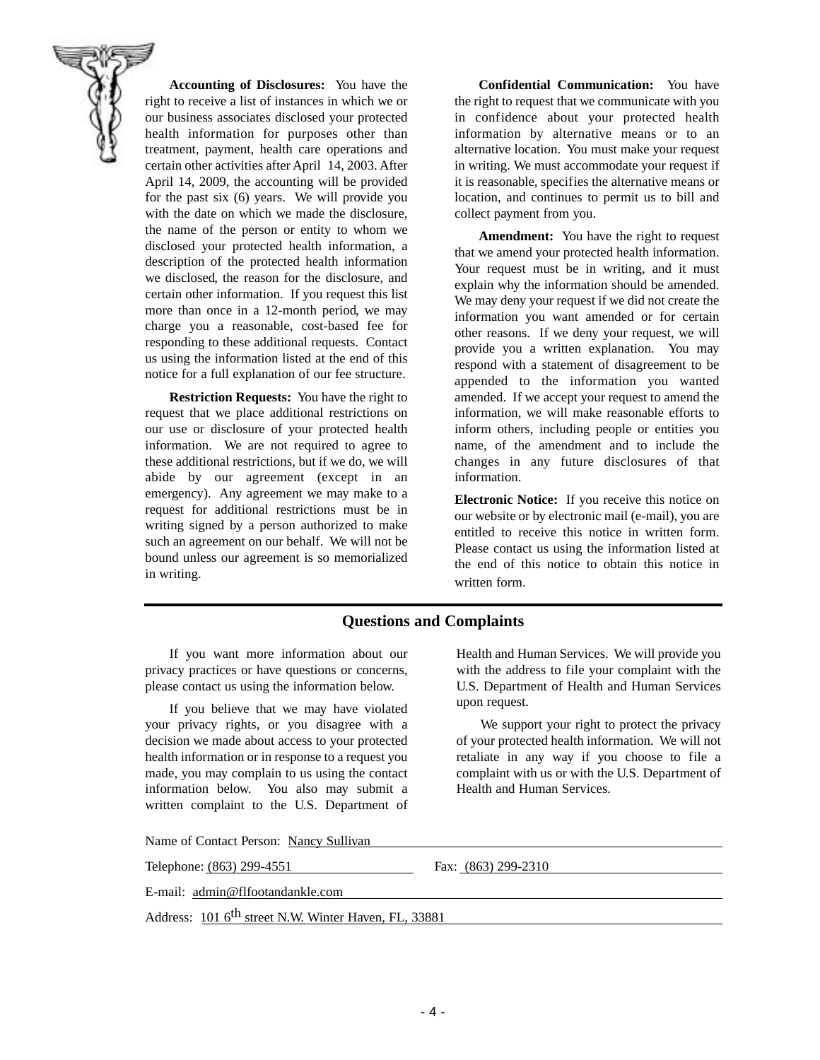**Accounting of Disclosures:** You have the right to receive a list of instances in which we or our business associates disclosed your protected health information for purposes other than treatment, payment, health care operations and certain other activities after April 14, 2003. After April 14, 2009, the accounting will be provided for the past six (6) years. We will provide you with the date on which we made the disclosure, the name of the person or entity to whom we disclosed your protected health information, a description of the protected health information we disclosed, the reason for the disclosure, and certain other information. If you request this list more than once in a 12-month period, we may charge you a reasonable, cost-based fee for responding to these additional requests. Contact us using the information listed at the end of this notice for a full explanation of our fee structure.

**Restriction Requests:** You have the right to request that we place additional restrictions on our use or disclosure of your protected health information. We are not required to agree to these additional restrictions, but if we do, we will abide by our agreement (except in an emergency). Any agreement we may make to a request for additional restrictions must be in writing signed by a person authorized to make such an agreement on our behalf. We will not be bound unless our agreement is so memorialized in writing.

**Confidential Communication:** You have the right to request that we communicate with you in confidence about your protected health information by alternative means or to an alternative location. You must make your request in writing. We must accommodate your request if it is reasonable, specifies the alternative means or location, and continues to permit us to bill and collect payment from you.

**Amendment:** You have the right to request that we amend your protected health information. Your request must be in writing, and it must explain why the information should be amended. We may deny your request if we did not create the information you want amended or for certain other reasons. If we deny your request, we will provide you a written explanation. You may respond with a statement of disagreement to be appended to the information you wanted amended. If we accept your request to amend the information, we will make reasonable efforts to inform others, including people or entities you name, of the amendment and to include the changes in any future disclosures of that information.

**Electronic Notice:** If you receive this notice on our website or by electronic mail (e-mail), you are entitled to receive this notice in written form. Please contact us using the information listed at the end of this notice to obtain this notice in written form.

## Questions and Complaints

If you want more information about our privacy practices or have questions or concerns, please contact us using the information below.

If you believe that we may have violated your privacy rights, or you disagree with a decision we made about access to your protected health information or in response to a request you made, you may complain to us using the contact information below. You also may submit a written complaint to the U.S. Department of Health and Human Services. We will provide you with the address to file your complaint with the U.S. Department of Health and Human Services upon request.

We support your right to protect the privacy of your protected health information. We will not retaliate in any way if you choose to file a complaint with us or with the U.S. Department of Health and Human Services.

Name of Contact Person: Nancy Sullivan

Telephone: (863) 299-4551 Fax: (863) 299-2310

E-mail: admin@flfootandankle.com

Address: 101 6th street N.W. Winter Haven, FL, 33881